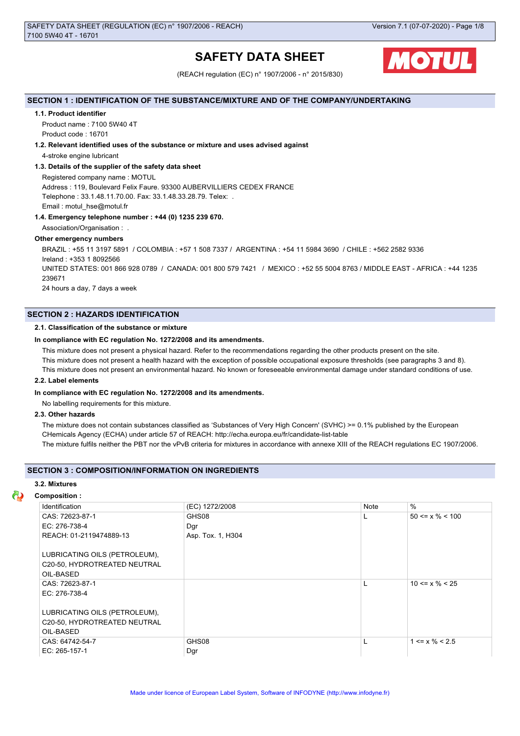# SAFETY DATA SHEET

(REACH regulation (EC) n° 1907/2006 - n° 2015/830)

## SECTION 1 : IDENTIFICATION OF THE SUBSTANCE/MIXTURE AND OF THE COMPANY/UNDERTAKING

### 1.1. Product identifier

Product name : 7100 5W40 4T

Product code : 16701

### 1.2. Relevant identified uses of the substance or mixture and uses advised against

4-stroke engine lubricant

### 1.3. Details of the supplier of the safety data sheet

Registered company name : MOTUL

Address : 119, Boulevard Felix Faure. 93300 AUBERVILLIERS CEDEX FRANCE

Telephone : 33.1.48.11.70.00. Fax: 33.1.48.33.28.79. Telex: .

Email : motul_hse@motul.fr

### 1.4. Emergency telephone number : +44 (0) 1235 239 670.

Association/Organisation : .

**Other emergency numbers**

BRAZIL : +55 11 3197 5891 / COLOMBIA : +57 1 508 7337 / ARGENTINA : +54 11 5984 3690 / CHILE : +562 2582 9336

Ireland : +353 1 8092566

UNITED STATES: 001 866 928 0789 / CANADA: 001 800 579 7421 / MEXICO : +52 55 5004 8763 / MIDDLE EAST - AFRICA : +44 1235 239671

24 hours a day, 7 days a week

## SECTION 2 : HAZARDS IDENTIFICATION

### 2.1. Classification of the substance or mixture

**In compliance with EC regulation No. 1272/2008 and its amendments.**

This mixture does not present a physical hazard. Refer to the recommendations regarding the other products present on the site.

This mixture does not present a health hazard with the exception of possible occupational exposure thresholds (see paragraphs 3 and 8).

This mixture does not present an environmental hazard. No known or foreseeable environmental damage under standard conditions of use.

### 2.2. Label elements

**In compliance with EC regulation No. 1272/2008 and its amendments.**

No labelling requirements for this mixture.

### 2.3. Other hazards

The mixture does not contain substances classified as 'Substances of Very High Concern' (SVHC) >= 0.1% published by the European CHemicals Agency (ECHA) under article 57 of REACH: http://echa.europa.eu/fr/candidate-list-table

The mixture fulfils neither the PBT nor the vPvB criteria for mixtures in accordance with annexe XIII of the REACH regulations EC 1907/2006.

## SECTION 3 : COMPOSITION/INFORMATION ON INGREDIENTS

### 3.2. Mixtures

**Composition :**

| Identification | (EC) 1272/2008 | Note | % |
|---|---|---|---|
| CAS: 72623-87-1<br>EC: 276-738-4<br>REACH: 01-2119474889-13<br><br>LUBRICATING OILS (PETROLEUM), C20-50, HYDROTREATED NEUTRAL OIL-BASED | GHS08<br>Dgr<br>Asp. Tox. 1, H304 | L | 50 <= x % < 100 |
| CAS: 72623-87-1<br>EC: 276-738-4<br><br>LUBRICATING OILS (PETROLEUM), C20-50, HYDROTREATED NEUTRAL OIL-BASED | | L | 10 <= x % < 25 |
| CAS: 64742-54-7<br>EC: 265-157-1 | GHS08<br>Dgr | L | 1 <= x % < 2.5 |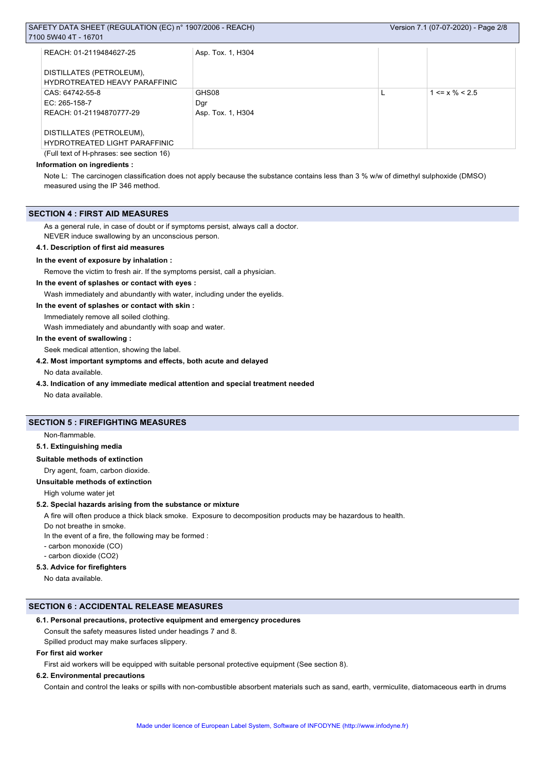| | | | |
|---|---|---|---|
| REACH: 01-2119484627-25<br><br>DISTILLATES (PETROLEUM), HYDROTREATED HEAVY PARAFFINIC | Asp. Tox. 1, H304 | | |
| CAS: 64742-55-8<br>EC: 265-158-7<br>REACH: 01-21194870777-29<br><br>DISTILLATES (PETROLEUM), HYDROTREATED LIGHT PARAFFINIC | GHS08<br>Dgr<br>Asp. Tox. 1, H304 | L | 1 <= x % < 2.5 |

(Full text of H-phrases: see section 16)

**Information on ingredients :**

Note L: The carcinogen classification does not apply because the substance contains less than 3 % w/w of dimethyl sulphoxide (DMSO) measured using the IP 346 method.

## SECTION 4 : FIRST AID MEASURES

As a general rule, in case of doubt or if symptoms persist, always call a doctor.
NEVER induce swallowing by an unconscious person.

### 4.1. Description of first aid measures

**In the event of exposure by inhalation :**

Remove the victim to fresh air. If the symptoms persist, call a physician.

**In the event of splashes or contact with eyes :**

Wash immediately and abundantly with water, including under the eyelids.

**In the event of splashes or contact with skin :**

Immediately remove all soiled clothing.
Wash immediately and abundantly with soap and water.

**In the event of swallowing :**

Seek medical attention, showing the label.

### 4.2. Most important symptoms and effects, both acute and delayed

No data available.

### 4.3. Indication of any immediate medical attention and special treatment needed

No data available.

## SECTION 5 : FIREFIGHTING MEASURES

Non-flammable.

### 5.1. Extinguishing media

**Suitable methods of extinction**

Dry agent, foam, carbon dioxide.

**Unsuitable methods of extinction**

High volume water jet

### 5.2. Special hazards arising from the substance or mixture

A fire will often produce a thick black smoke. Exposure to decomposition products may be hazardous to health.
Do not breathe in smoke.
In the event of a fire, the following may be formed :
- carbon monoxide (CO)
- carbon dioxide ($CO_2$)

### 5.3. Advice for firefighters

No data available.

## SECTION 6 : ACCIDENTAL RELEASE MEASURES

### 6.1. Personal precautions, protective equipment and emergency procedures

Consult the safety measures listed under headings 7 and 8.
Spilled product may make surfaces slippery.

**For first aid worker**

First aid workers will be equipped with suitable personal protective equipment (See section 8).

### 6.2. Environmental precautions

Contain and control the leaks or spills with non-combustible absorbent materials such as sand, earth, vermiculite, diatomaceous earth in drums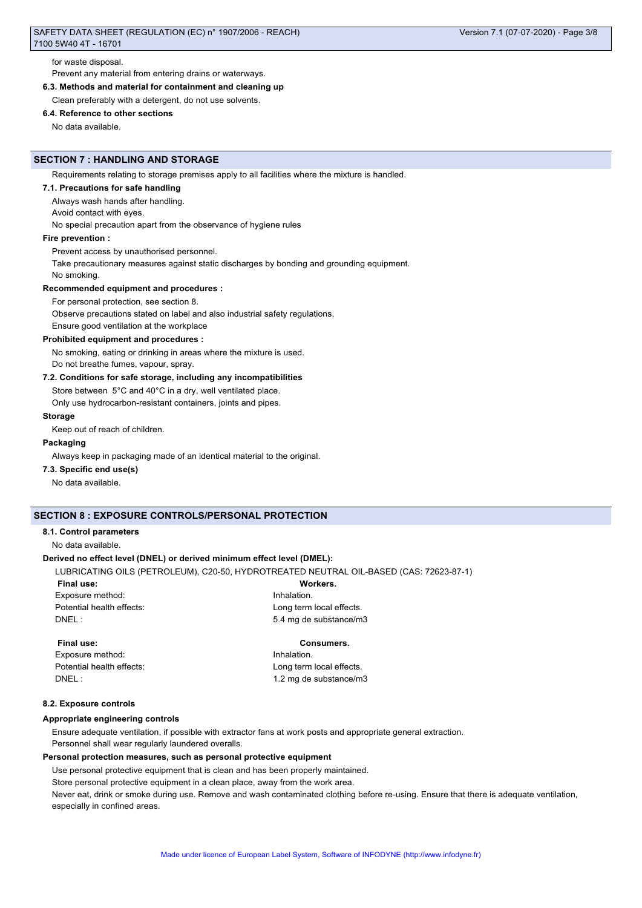for waste disposal.

Prevent any material from entering drains or waterways.

**6.3. Methods and material for containment and cleaning up**

Clean preferably with a detergent, do not use solvents.

**6.4. Reference to other sections**

No data available.

## SECTION 7 : HANDLING AND STORAGE

Requirements relating to storage premises apply to all facilities where the mixture is handled.

**7.1. Precautions for safe handling**

Always wash hands after handling.

Avoid contact with eyes.

No special precaution apart from the observance of hygiene rules

**Fire prevention :**

Prevent access by unauthorised personnel.

Take precautionary measures against static discharges by bonding and grounding equipment.

No smoking.

**Recommended equipment and procedures :**

For personal protection, see section 8.

Observe precautions stated on label and also industrial safety regulations.

Ensure good ventilation at the workplace

**Prohibited equipment and procedures :**

No smoking, eating or drinking in areas where the mixture is used.

Do not breathe fumes, vapour, spray.

**7.2. Conditions for safe storage, including any incompatibilities**

Store between 5°C and 40°C in a dry, well ventilated place.

Only use hydrocarbon-resistant containers, joints and pipes.

**Storage**

Keep out of reach of children.

**Packaging**

Always keep in packaging made of an identical material to the original.

**7.3. Specific end use(s)**

No data available.

## SECTION 8 : EXPOSURE CONTROLS/PERSONAL PROTECTION

**8.1. Control parameters**

No data available.

**Derived no effect level (DNEL) or derived minimum effect level (DMEL):**

LUBRICATING OILS (PETROLEUM), C20-50, HYDROTREATED NEUTRAL OIL-BASED (CAS: 72623-87-1)

| **Final use:** | **Workers.** |
|---|---|
| Exposure method: | Inhalation. |
| Potential health effects: | Long term local effects. |
| DNEL : | 5.4 mg de substance/m3 |

| **Final use:** | **Consumers.** |
|---|---|
| Exposure method: | Inhalation. |
| Potential health effects: | Long term local effects. |
| DNEL : | 1.2 mg de substance/m3 |

**8.2. Exposure controls**

**Appropriate engineering controls**

Ensure adequate ventilation, if possible with extractor fans at work posts and appropriate general extraction.

Personnel shall wear regularly laundered overalls.

**Personal protection measures, such as personal protective equipment**

Use personal protective equipment that is clean and has been properly maintained.

Store personal protective equipment in a clean place, away from the work area.

Never eat, drink or smoke during use. Remove and wash contaminated clothing before re-using. Ensure that there is adequate ventilation, especially in confined areas.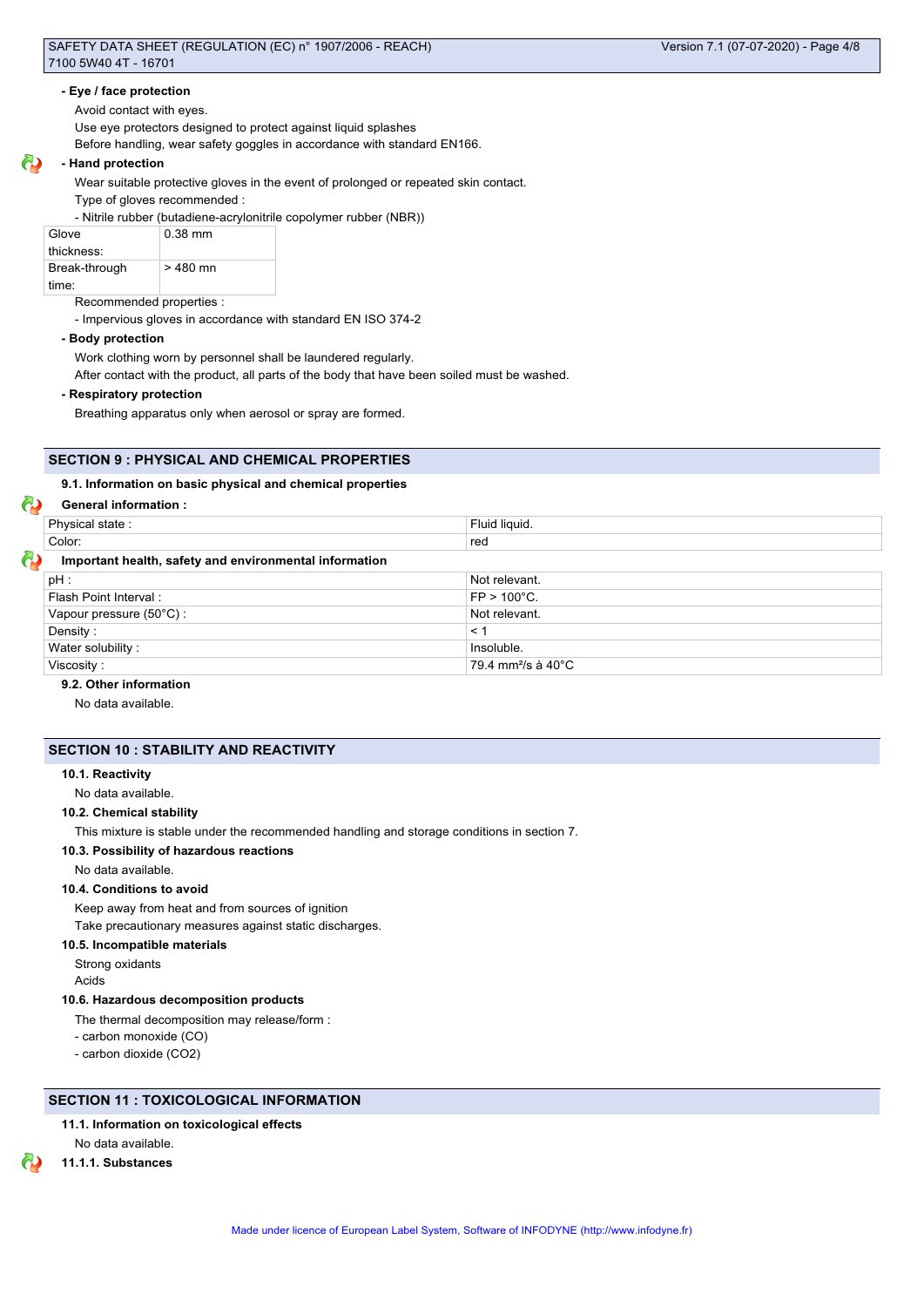**- Eye / face protection**

Avoid contact with eyes.

Use eye protectors designed to protect against liquid splashes

Before handling, wear safety goggles in accordance with standard EN166.

**- Hand protection**

Wear suitable protective gloves in the event of prolonged or repeated skin contact.

Type of gloves recommended :

- Nitrile rubber (butadiene-acrylonitrile copolymer rubber (NBR))

| Glove thickness: | 0.38 mm |
|---|---|
| Break-through time: | > 480 mn |

Recommended properties :

- Impervious gloves in accordance with standard EN ISO 374-2

**- Body protection**

Work clothing worn by personnel shall be laundered regularly.

After contact with the product, all parts of the body that have been soiled must be washed.

**- Respiratory protection**

Breathing apparatus only when aerosol or spray are formed.

## SECTION 9 : PHYSICAL AND CHEMICAL PROPERTIES

### 9.1. Information on basic physical and chemical properties

**General information :**

| Physical state : | Fluid liquid. |
|---|---|
| Color: | red |

**Important health, safety and environmental information**

| pH : | Not relevant. |
|---|---|
| Flash Point Interval : | FP > 100°C. |
| Vapour pressure (50°C) : | Not relevant. |
| Density : | < 1 |
| Water solubility : | Insoluble. |
| Viscosity : | 79.4 mm²/s à 40°C |

### 9.2. Other information

No data available.

## SECTION 10 : STABILITY AND REACTIVITY

### 10.1. Reactivity

No data available.

### 10.2. Chemical stability

This mixture is stable under the recommended handling and storage conditions in section 7.

### 10.3. Possibility of hazardous reactions

No data available.

### 10.4. Conditions to avoid

Keep away from heat and from sources of ignition

Take precautionary measures against static discharges.

### 10.5. Incompatible materials

Strong oxidants

Acids

### 10.6. Hazardous decomposition products

The thermal decomposition may release/form :

- carbon monoxide (CO)
- carbon dioxide ($CO_2$)

## SECTION 11 : TOXICOLOGICAL INFORMATION

### 11.1. Information on toxicological effects

No data available.

#### 11.1.1. Substances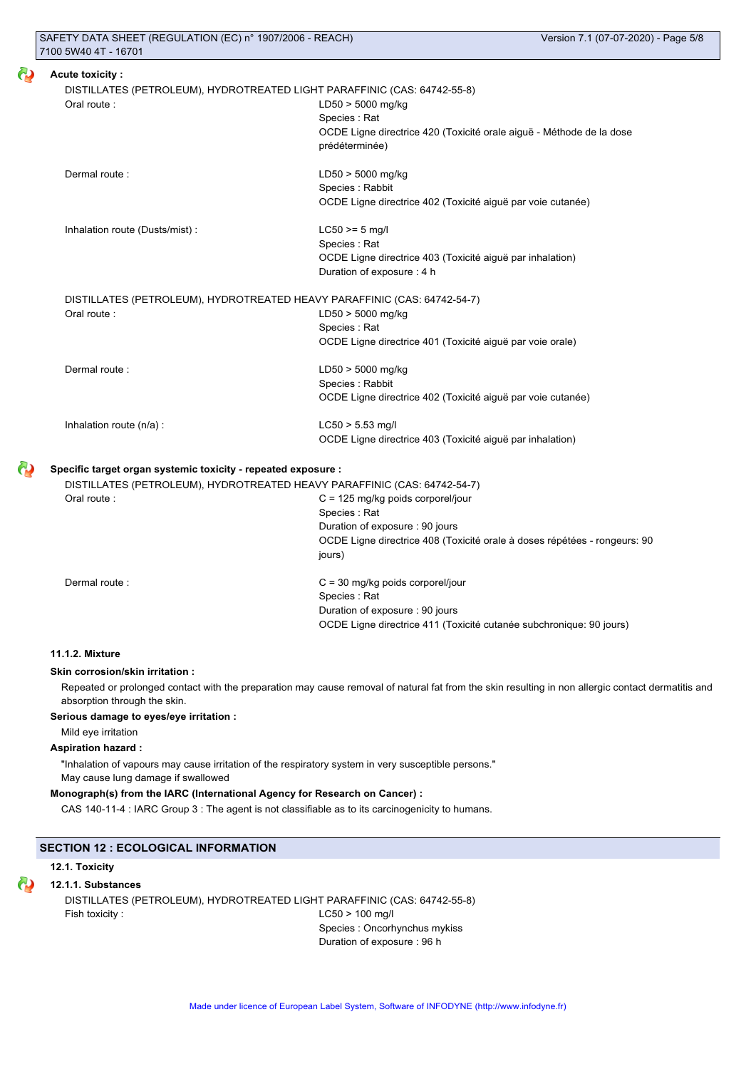**Acute toxicity :**

DISTILLATES (PETROLEUM), HYDROTREATED LIGHT PARAFFINIC (CAS: 64742-55-8)

| | |
|---|---|
| Oral route : | LD50 > 5000 mg/kg<br>Species : Rat<br>OCDE Ligne directrice 420 (Toxicité orale aiguë - Méthode de la dose prédéterminée) |
| Dermal route : | LD50 > 5000 mg/kg<br>Species : Rabbit<br>OCDE Ligne directrice 402 (Toxicité aiguë par voie cutanée) |
| Inhalation route (Dusts/mist) : | LC50 >= 5 mg/l<br>Species : Rat<br>OCDE Ligne directrice 403 (Toxicité aiguë par inhalation)<br>Duration of exposure : 4 h |

DISTILLATES (PETROLEUM), HYDROTREATED HEAVY PARAFFINIC (CAS: 64742-54-7)

| | |
|---|---|
| Oral route : | LD50 > 5000 mg/kg<br>Species : Rat<br>OCDE Ligne directrice 401 (Toxicité aiguë par voie orale) |
| Dermal route : | LD50 > 5000 mg/kg<br>Species : Rabbit<br>OCDE Ligne directrice 402 (Toxicité aiguë par voie cutanée) |
| Inhalation route (n/a) : | LC50 > 5.53 mg/l<br>OCDE Ligne directrice 403 (Toxicité aiguë par inhalation) |

**Specific target organ systemic toxicity - repeated exposure :**

DISTILLATES (PETROLEUM), HYDROTREATED HEAVY PARAFFINIC (CAS: 64742-54-7)

| | |
|---|---|
| Oral route : | C = 125 mg/kg poids corporel/jour<br>Species : Rat<br>Duration of exposure : 90 jours<br>OCDE Ligne directrice 408 (Toxicité orale à doses répétées - rongeurs: 90 jours) |
| Dermal route : | C = 30 mg/kg poids corporel/jour<br>Species : Rat<br>Duration of exposure : 90 jours<br>OCDE Ligne directrice 411 (Toxicité cutanée subchronique: 90 jours) |

**11.1.2. Mixture**

**Skin corrosion/skin irritation :**

Repeated or prolonged contact with the preparation may cause removal of natural fat from the skin resulting in non allergic contact dermatitis and absorption through the skin.

**Serious damage to eyes/eye irritation :**

Mild eye irritation

**Aspiration hazard :**

"Inhalation of vapours may cause irritation of the respiratory system in very susceptible persons."
May cause lung damage if swallowed

**Monograph(s) from the IARC (International Agency for Research on Cancer) :**

CAS 140-11-4 : IARC Group 3 : The agent is not classifiable as to its carcinogenicity to humans.

## SECTION 12 : ECOLOGICAL INFORMATION

**12.1. Toxicity**

**12.1.1. Substances**

DISTILLATES (PETROLEUM), HYDROTREATED LIGHT PARAFFINIC (CAS: 64742-55-8)

| | |
|---|---|
| Fish toxicity : | LC50 > 100 mg/l<br>Species : Oncorhynchus mykiss<br>Duration of exposure : 96 h |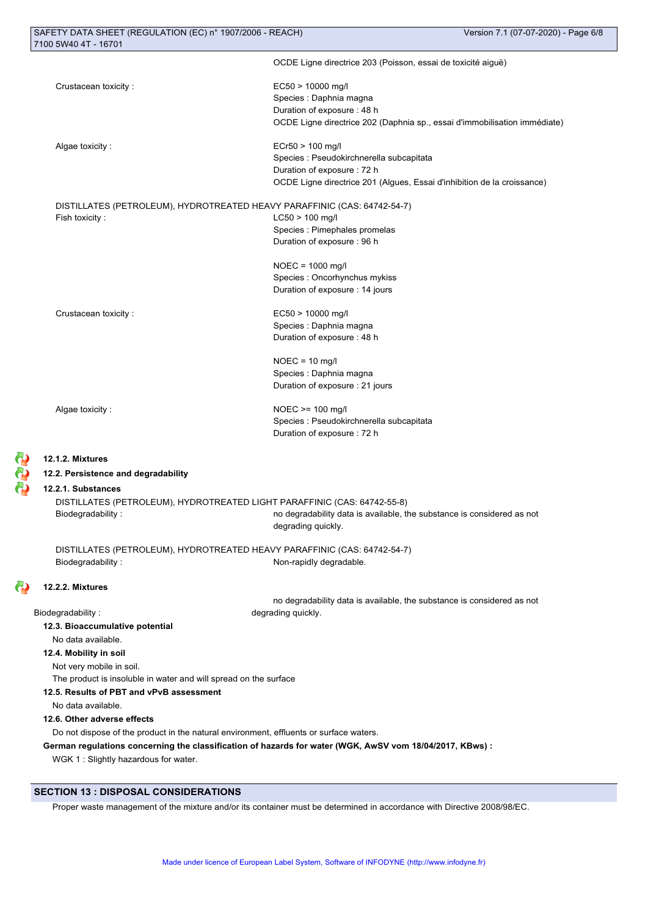OCDE Ligne directrice 203 (Poisson, essai de toxicité aiguë)

Crustacean toxicity : EC50 > 10000 mg/l
Species : Daphnia magna
Duration of exposure : 48 h
OCDE Ligne directrice 202 (Daphnia sp., essai d'immobilisation immédiate)

Algae toxicity : ECr50 > 100 mg/l
Species : Pseudokirchnerella subcapitata
Duration of exposure : 72 h
OCDE Ligne directrice 201 (Algues, Essai d'inhibition de la croissance)

DISTILLATES (PETROLEUM), HYDROTREATED HEAVY PARAFFINIC (CAS: 64742-54-7)

Fish toxicity : LC50 > 100 mg/l
Species : Pimephales promelas
Duration of exposure : 96 h

NOEC = 1000 mg/l
Species : Oncorhynchus mykiss
Duration of exposure : 14 jours

Crustacean toxicity : EC50 > 10000 mg/l
Species : Daphnia magna
Duration of exposure : 48 h

NOEC = 10 mg/l
Species : Daphnia magna
Duration of exposure : 21 jours

Algae toxicity : NOEC >= 100 mg/l
Species : Pseudokirchnerella subcapitata
Duration of exposure : 72 h

#### 12.1.2. Mixtures

### 12.2. Persistence and degradability

#### 12.2.1. Substances

DISTILLATES (PETROLEUM), HYDROTREATED LIGHT PARAFFINIC (CAS: 64742-55-8)

Biodegradability : no degradability data is available, the substance is considered as not degrading quickly.

DISTILLATES (PETROLEUM), HYDROTREATED HEAVY PARAFFINIC (CAS: 64742-54-7)

Biodegradability : Non-rapidly degradable.

#### 12.2.2. Mixtures

Biodegradability : no degradability data is available, the substance is considered as not degrading quickly.

### 12.3. Bioaccumulative potential

No data available.

### 12.4. Mobility in soil

Not very mobile in soil.
The product is insoluble in water and will spread on the surface

### 12.5. Results of PBT and vPvB assessment

No data available.

### 12.6. Other adverse effects

Do not dispose of the product in the natural environment, effluents or surface waters.

**German regulations concerning the classification of hazards for water (WGK, AwSV vom 18/04/2017, KBws) :**

WGK 1 : Slightly hazardous for water.

## SECTION 13 : DISPOSAL CONSIDERATIONS

Proper waste management of the mixture and/or its container must be determined in accordance with Directive 2008/98/EC.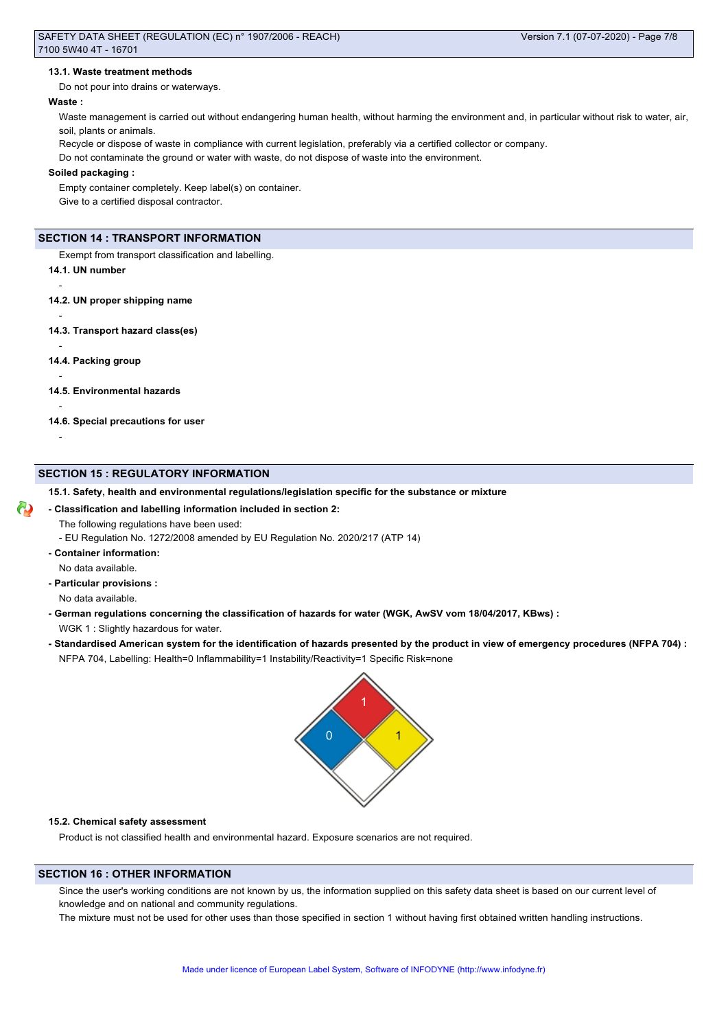#### 13.1. Waste treatment methods

Do not pour into drains or waterways.

**Waste :**

Waste management is carried out without endangering human health, without harming the environment and, in particular without risk to water, air, soil, plants or animals.

Recycle or dispose of waste in compliance with current legislation, preferably via a certified collector or company.

Do not contaminate the ground or water with waste, do not dispose of waste into the environment.

**Soiled packaging :**

Empty container completely. Keep label(s) on container.

Give to a certified disposal contractor.

## SECTION 14 : TRANSPORT INFORMATION

Exempt from transport classification and labelling.

#### 14.1. UN number

-

#### 14.2. UN proper shipping name

-

#### 14.3. Transport hazard class(es)

-

#### 14.4. Packing group

-

#### 14.5. Environmental hazards

-

#### 14.6. Special precautions for user

-

## SECTION 15 : REGULATORY INFORMATION

#### 15.1. Safety, health and environmental regulations/legislation specific for the substance or mixture

**- Classification and labelling information included in section 2:**

The following regulations have been used:

- EU Regulation No. 1272/2008 amended by EU Regulation No. 2020/217 (ATP 14)

**- Container information:**

No data available.

**- Particular provisions :**

No data available.

**- German regulations concerning the classification of hazards for water (WGK, AwSV vom 18/04/2017, KBws) :**

WGK 1 : Slightly hazardous for water.

**- Standardised American system for the identification of hazards presented by the product in view of emergency procedures (NFPA 704) :**

NFPA 704, Labelling: Health=0 Inflammability=1 Instability/Reactivity=1 Specific Risk=none

#### 15.2. Chemical safety assessment

Product is not classified health and environmental hazard. Exposure scenarios are not required.

## SECTION 16 : OTHER INFORMATION

Since the user's working conditions are not known by us, the information supplied on this safety data sheet is based on our current level of knowledge and on national and community regulations.

The mixture must not be used for other uses than those specified in section 1 without having first obtained written handling instructions.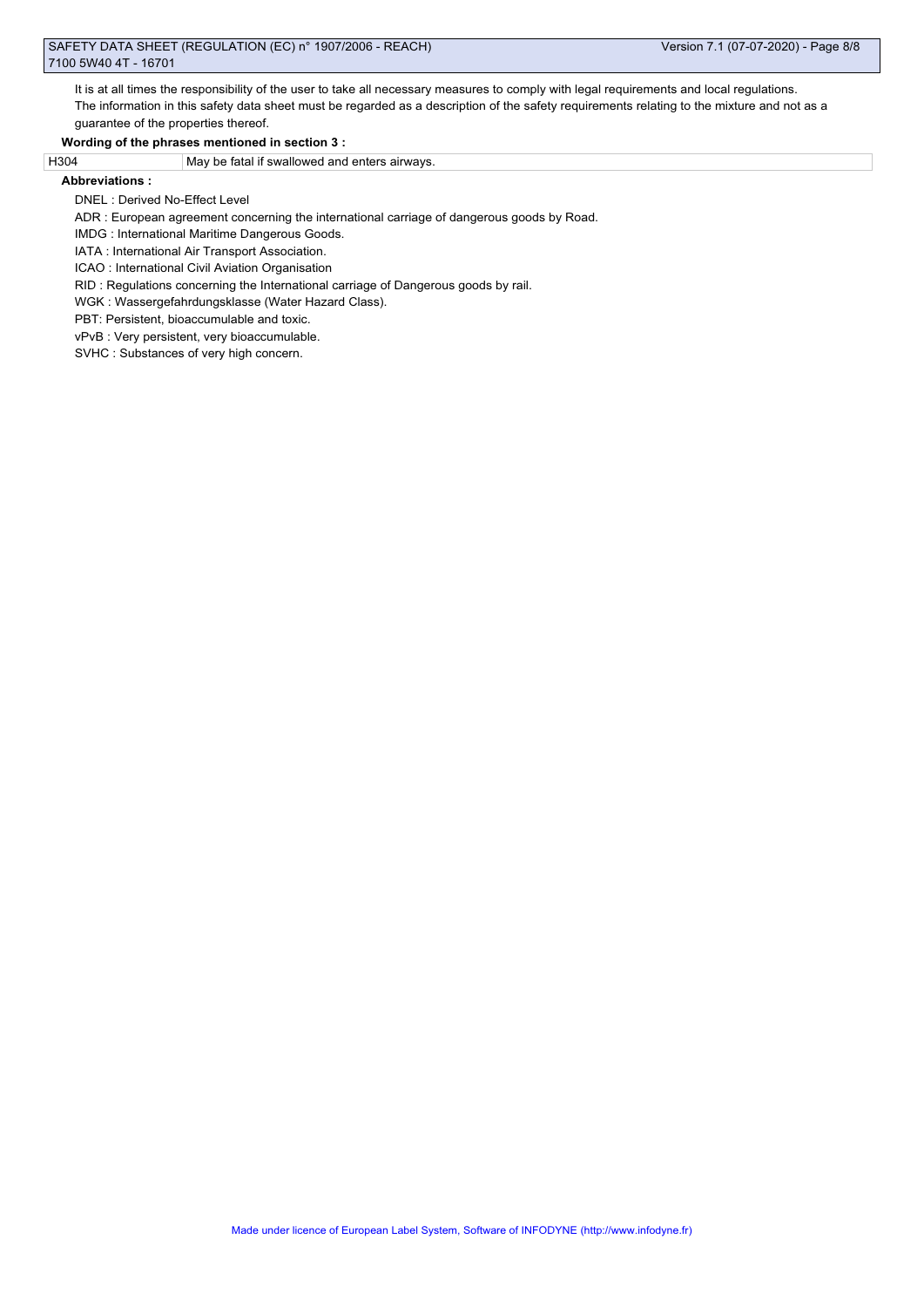It is at all times the responsibility of the user to take all necessary measures to comply with legal requirements and local regulations.
The information in this safety data sheet must be regarded as a description of the safety requirements relating to the mixture and not as a guarantee of the properties thereof.

**Wording of the phrases mentioned in section 3 :**

| | |
|---|---|
| H304 | May be fatal if swallowed and enters airways. |

**Abbreviations :**

DNEL : Derived No-Effect Level

ADR : European agreement concerning the international carriage of dangerous goods by Road.

IMDG : International Maritime Dangerous Goods.

IATA : International Air Transport Association.

ICAO : International Civil Aviation Organisation

RID : Regulations concerning the International carriage of Dangerous goods by rail.

WGK : Wassergefahrdungsklasse (Water Hazard Class).

PBT: Persistent, bioaccumulable and toxic.

vPvB : Very persistent, very bioaccumulable.

SVHC : Substances of very high concern.

Made under licence of European Label System, Software of INFODYNE (http://www.infodyne.fr)